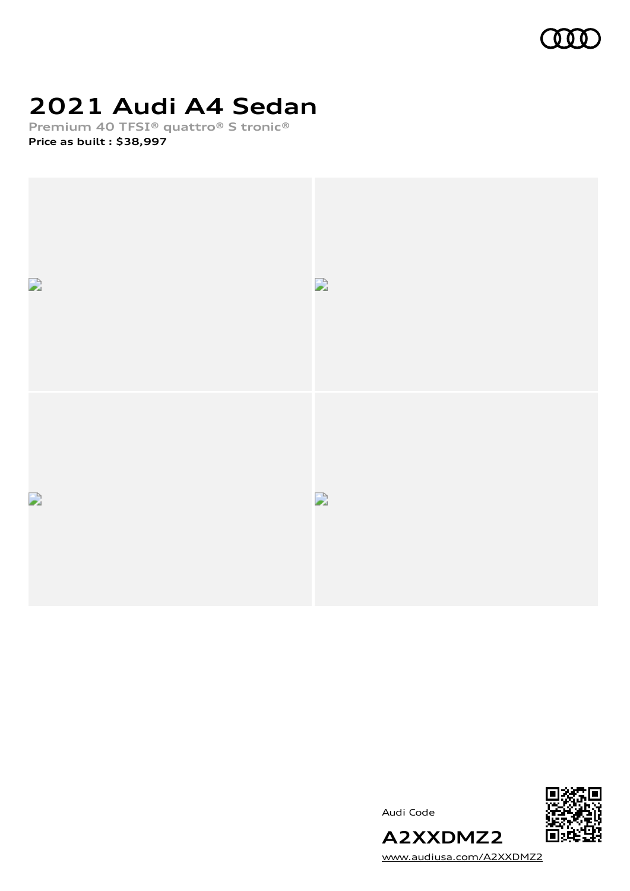# 2021 Audi A4 Sedan

**Premium 40 TFSI® quattro® S tronic®**

**Price as built : $38,997**

Audi Code

**A2XXDMZ2**

www.audiusa.com/A2XXDMZ2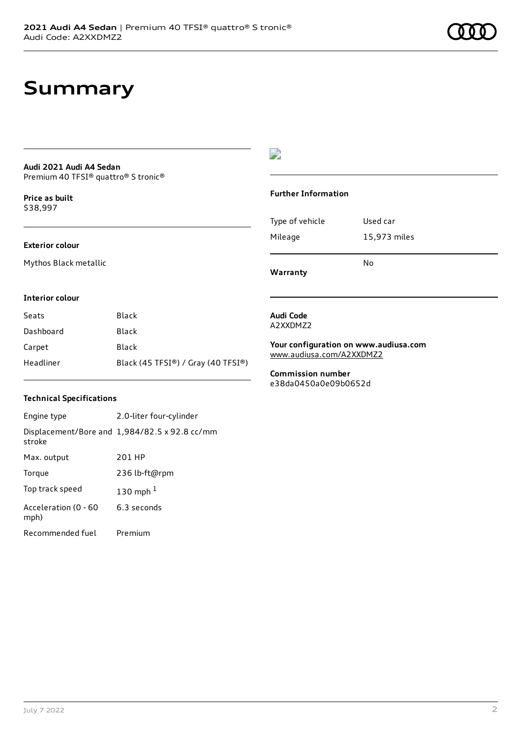# Summary

**Audi 2021 Audi A4 Sedan**
Premium 40 TFSI® quattro® S tronic®

**Price as built**
$38,997

**Exterior colour**

Mythos Black metallic

**Interior colour**

| | |
|---|---|
| Seats | Black |
| Dashboard | Black |
| Carpet | Black |
| Headliner | Black (45 TFSI®) / Gray (40 TFSI®) |

**Technical Specifications**

| | |
|---|---|
| Engine type | 2.0-liter four-cylinder |
| Displacement/Bore and stroke | 1,984/82.5 x 92.8 cc/mm |
| Max. output | 201 HP |
| Torque | 236 lb-ft@rpm |
| Top track speed | 130 mph [1] |
| Acceleration (0 - 60 mph) | 6.3 seconds |
| Recommended fuel | Premium |

**Further Information**

| | |
|---|---|
| Type of vehicle | Used car |
| Mileage | 15,973 miles |
| **Warranty** | No |

**Audi Code**
A2XXDMZ2

**Your configuration on www.audiusa.com**
www.audiusa.com/A2XXDMZ2

**Commission number**
e38da0450a0e09b0652d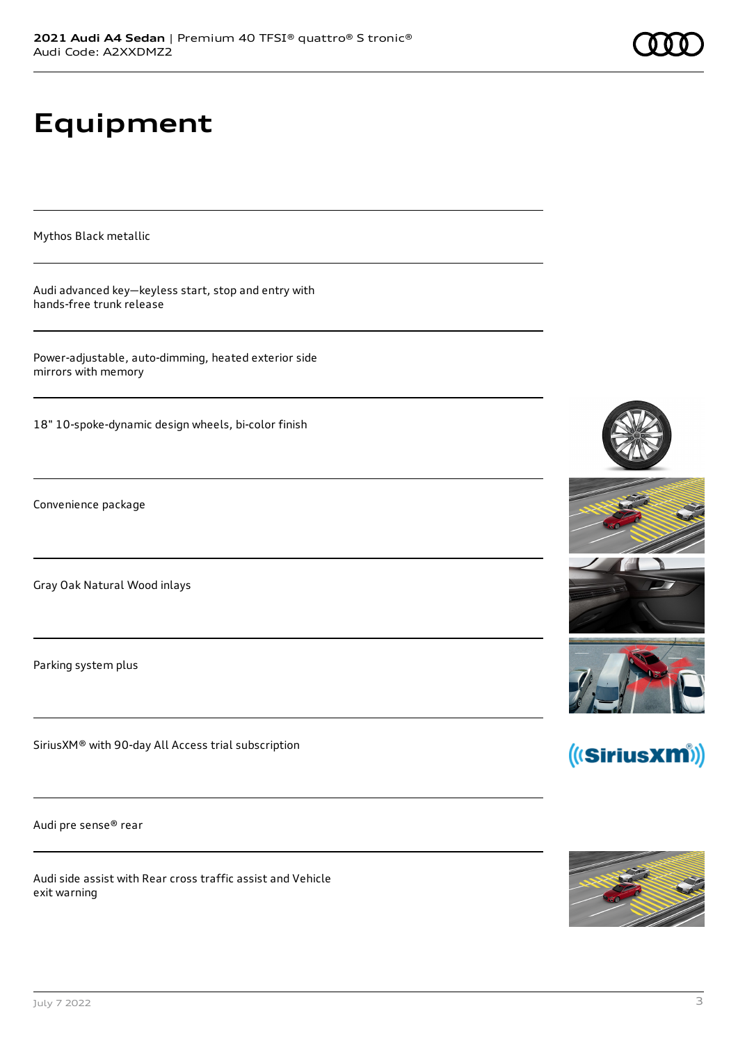# Equipment

Mythos Black metallic

Audi advanced key—keyless start, stop and entry with hands-free trunk release

Power-adjustable, auto-dimming, heated exterior side mirrors with memory

18" 10-spoke-dynamic design wheels, bi-color finish

Convenience package

Gray Oak Natural Wood inlays

Parking system plus

SiriusXM® with 90-day All Access trial subscription

Audi pre sense® rear

Audi side assist with Rear cross traffic assist and Vehicle exit warning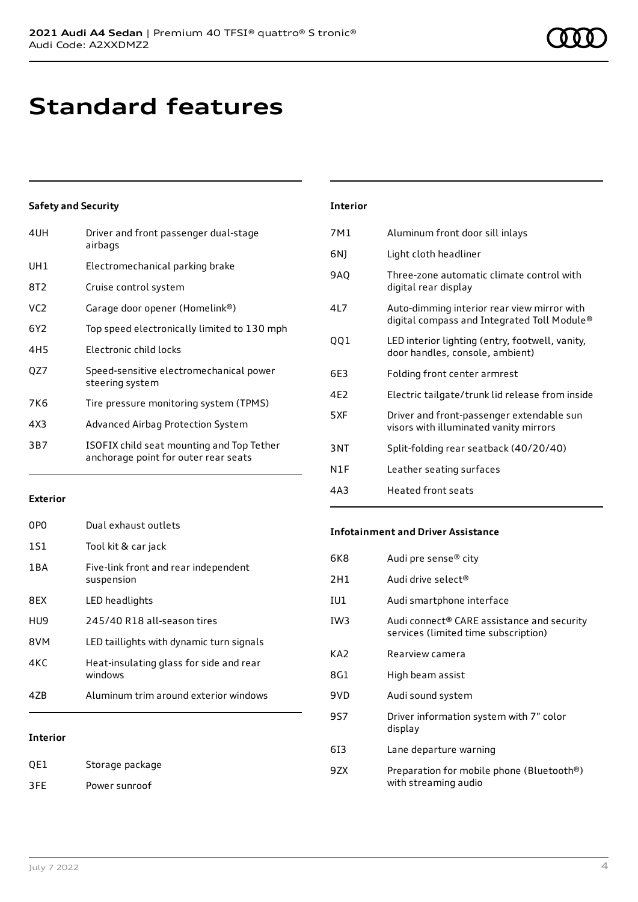# Standard features

### Safety and Security

| | |
|---|---|
| 4UH | Driver and front passenger dual-stage airbags |
| UH1 | Electromechanical parking brake |
| 8T2 | Cruise control system |
| VC2 | Garage door opener (Homelink®) |
| 6Y2 | Top speed electronically limited to 130 mph |
| 4H5 | Electronic child locks |
| QZ7 | Speed-sensitive electromechanical power steering system |
| 7K6 | Tire pressure monitoring system (TPMS) |
| 4X3 | Advanced Airbag Protection System |
| 3B7 | ISOFIX child seat mounting and Top Tether anchorage point for outer rear seats |

### Exterior

| | |
|---|---|
| 0P0 | Dual exhaust outlets |
| 1S1 | Tool kit & car jack |
| 1BA | Five-link front and rear independent suspension |
| 8EX | LED headlights |
| HU9 | 245/40 R18 all-season tires |
| 8VM | LED taillights with dynamic turn signals |
| 4KC | Heat-insulating glass for side and rear windows |
| 4ZB | Aluminum trim around exterior windows |

### Interior

| | |
|---|---|
| QE1 | Storage package |
| 3FE | Power sunroof |
| 7M1 | Aluminum front door sill inlays |
| 6NJ | Light cloth headliner |
| 9AQ | Three-zone automatic climate control with digital rear display |
| 4L7 | Auto-dimming interior rear view mirror with digital compass and Integrated Toll Module® |
| QQ1 | LED interior lighting (entry, footwell, vanity, door handles, console, ambient) |
| 6E3 | Folding front center armrest |
| 4E2 | Electric tailgate/trunk lid release from inside |
| 5XF | Driver and front-passenger extendable sun visors with illuminated vanity mirrors |
| 3NT | Split-folding rear seatback (40/20/40) |
| N1F | Leather seating surfaces |
| 4A3 | Heated front seats |

### Infotainment and Driver Assistance

| | |
|---|---|
| 6K8 | Audi pre sense® city |
| 2H1 | Audi drive select® |
| IU1 | Audi smartphone interface |
| IW3 | Audi connect® CARE assistance and security services (limited time subscription) |
| KA2 | Rearview camera |
| 8G1 | High beam assist |
| 9VD | Audi sound system |
| 9S7 | Driver information system with 7" color display |
| 6I3 | Lane departure warning |
| 9ZX | Preparation for mobile phone (Bluetooth®) with streaming audio |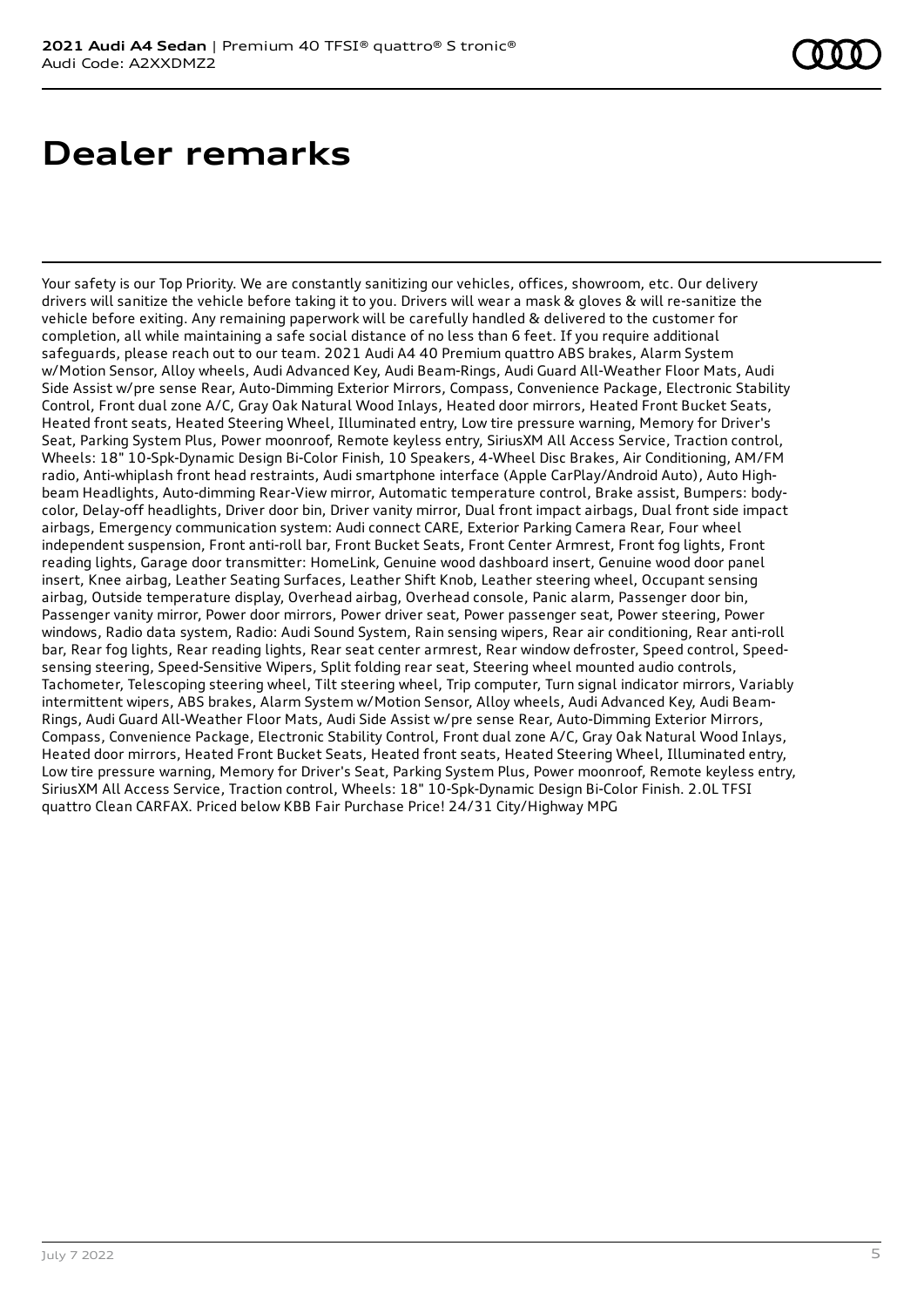# Dealer remarks

Your safety is our Top Priority. We are constantly sanitizing our vehicles, offices, showroom, etc. Our delivery drivers will sanitize the vehicle before taking it to you. Drivers will wear a mask & gloves & will re-sanitize the vehicle before exiting. Any remaining paperwork will be carefully handled & delivered to the customer for completion, all while maintaining a safe social distance of no less than 6 feet. If you require additional safeguards, please reach out to our team. 2021 Audi A4 40 Premium quattro ABS brakes, Alarm System w/Motion Sensor, Alloy wheels, Audi Advanced Key, Audi Beam-Rings, Audi Guard All-Weather Floor Mats, Audi Side Assist w/pre sense Rear, Auto-Dimming Exterior Mirrors, Compass, Convenience Package, Electronic Stability Control, Front dual zone A/C, Gray Oak Natural Wood Inlays, Heated door mirrors, Heated Front Bucket Seats, Heated front seats, Heated Steering Wheel, Illuminated entry, Low tire pressure warning, Memory for Driver's Seat, Parking System Plus, Power moonroof, Remote keyless entry, SiriusXM All Access Service, Traction control, Wheels: 18" 10-Spk-Dynamic Design Bi-Color Finish, 10 Speakers, 4-Wheel Disc Brakes, Air Conditioning, AM/FM radio, Anti-whiplash front head restraints, Audi smartphone interface (Apple CarPlay/Android Auto), Auto High-beam Headlights, Auto-dimming Rear-View mirror, Automatic temperature control, Brake assist, Bumpers: body-color, Delay-off headlights, Driver door bin, Driver vanity mirror, Dual front impact airbags, Dual front side impact airbags, Emergency communication system: Audi connect CARE, Exterior Parking Camera Rear, Four wheel independent suspension, Front anti-roll bar, Front Bucket Seats, Front Center Armrest, Front fog lights, Front reading lights, Garage door transmitter: HomeLink, Genuine wood dashboard insert, Genuine wood door panel insert, Knee airbag, Leather Seating Surfaces, Leather Shift Knob, Leather steering wheel, Occupant sensing airbag, Outside temperature display, Overhead airbag, Overhead console, Panic alarm, Passenger door bin, Passenger vanity mirror, Power door mirrors, Power driver seat, Power passenger seat, Power steering, Power windows, Radio data system, Radio: Audi Sound System, Rain sensing wipers, Rear air conditioning, Rear anti-roll bar, Rear fog lights, Rear reading lights, Rear seat center armrest, Rear window defroster, Speed control, Speed-sensing steering, Speed-Sensitive Wipers, Split folding rear seat, Steering wheel mounted audio controls, Tachometer, Telescoping steering wheel, Tilt steering wheel, Trip computer, Turn signal indicator mirrors, Variably intermittent wipers, ABS brakes, Alarm System w/Motion Sensor, Alloy wheels, Audi Advanced Key, Audi Beam-Rings, Audi Guard All-Weather Floor Mats, Audi Side Assist w/pre sense Rear, Auto-Dimming Exterior Mirrors, Compass, Convenience Package, Electronic Stability Control, Front dual zone A/C, Gray Oak Natural Wood Inlays, Heated door mirrors, Heated Front Bucket Seats, Heated front seats, Heated Steering Wheel, Illuminated entry, Low tire pressure warning, Memory for Driver's Seat, Parking System Plus, Power moonroof, Remote keyless entry, SiriusXM All Access Service, Traction control, Wheels: 18" 10-Spk-Dynamic Design Bi-Color Finish. 2.0L TFSI quattro Clean CARFAX. Priced below KBB Fair Purchase Price! 24/31 City/Highway MPG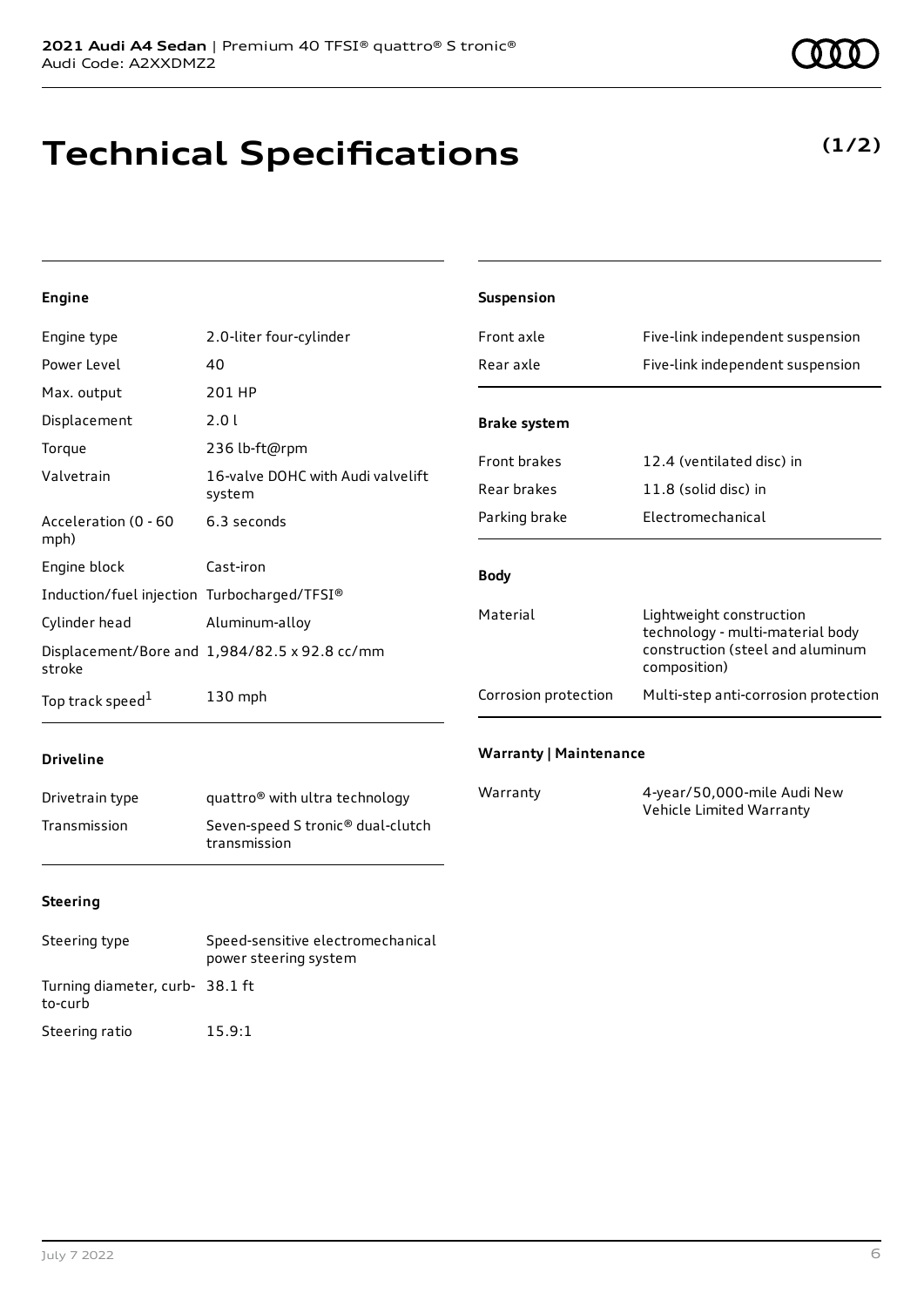# Technical Specifications

**(1/2)**

### Engine

| | |
|---|---|
| Engine type | 2.0-liter four-cylinder |
| Power Level | 40 |
| Max. output | 201 HP |
| Displacement | 2.0 l |
| Torque | 236 lb-ft@rpm |
| Valvetrain | 16-valve DOHC with Audi valvelift system |
| Acceleration (0 - 60 mph) | 6.3 seconds |
| Engine block | Cast-iron |
| Induction/fuel injection | Turbocharged/TFSI® |
| Cylinder head | Aluminum-alloy |
| Displacement/Bore and stroke | 1,984/82.5 x 92.8 cc/mm |
| Top track speed[1] | 130 mph |

### Driveline

| | |
|---|---|
| Drivetrain type | quattro® with ultra technology |
| Transmission | Seven-speed S tronic® dual-clutch transmission |

### Steering

| | |
|---|---|
| Steering type | Speed-sensitive electromechanical power steering system |
| Turning diameter, curb-to-curb | 38.1 ft |
| Steering ratio | 15.9:1 |

### Suspension

| | |
|---|---|
| Front axle | Five-link independent suspension |
| Rear axle | Five-link independent suspension |

### Brake system

| | |
|---|---|
| Front brakes | 12.4 (ventilated disc) in |
| Rear brakes | 11.8 (solid disc) in |
| Parking brake | Electromechanical |

### Body

| | |
|---|---|
| Material | Lightweight construction technology - multi-material body construction (steel and aluminum composition) |
| Corrosion protection | Multi-step anti-corrosion protection |

### Warranty | Maintenance

| | |
|---|---|
| Warranty | 4-year/50,000-mile Audi New Vehicle Limited Warranty |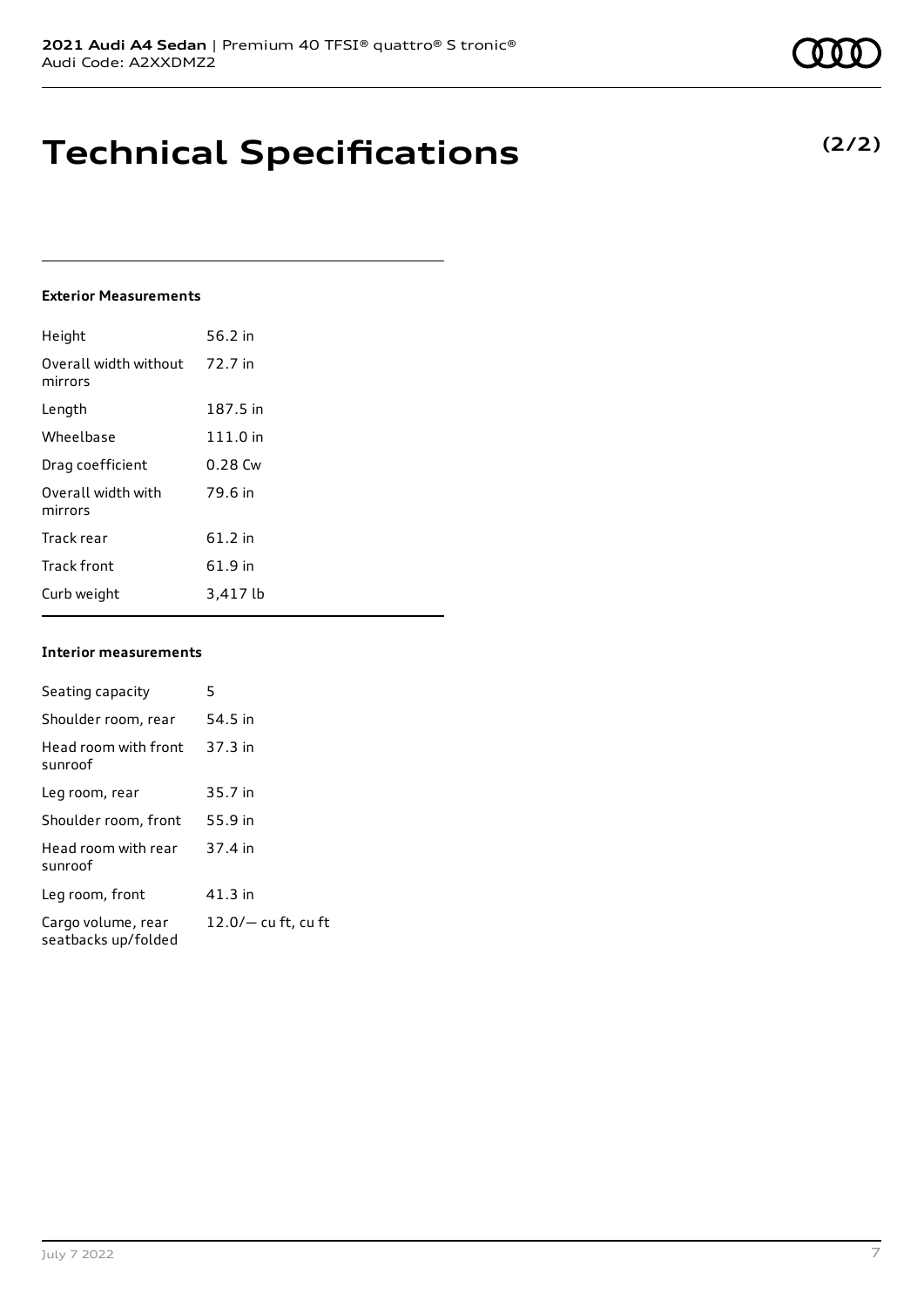# Technical Specifications

**(2/2)**

**Exterior Measurements**

| | |
|---|---|
| Height | 56.2 in |
| Overall width without mirrors | 72.7 in |
| Length | 187.5 in |
| Wheelbase | 111.0 in |
| Drag coefficient | 0.28 Cw |
| Overall width with mirrors | 79.6 in |
| Track rear | 61.2 in |
| Track front | 61.9 in |
| Curb weight | 3,417 lb |

**Interior measurements**

| | |
|---|---|
| Seating capacity | 5 |
| Shoulder room, rear | 54.5 in |
| Head room with front sunroof | 37.3 in |
| Leg room, rear | 35.7 in |
| Shoulder room, front | 55.9 in |
| Head room with rear sunroof | 37.4 in |
| Leg room, front | 41.3 in |
| Cargo volume, rear seatbacks up/folded | 12.0/— cu ft, cu ft |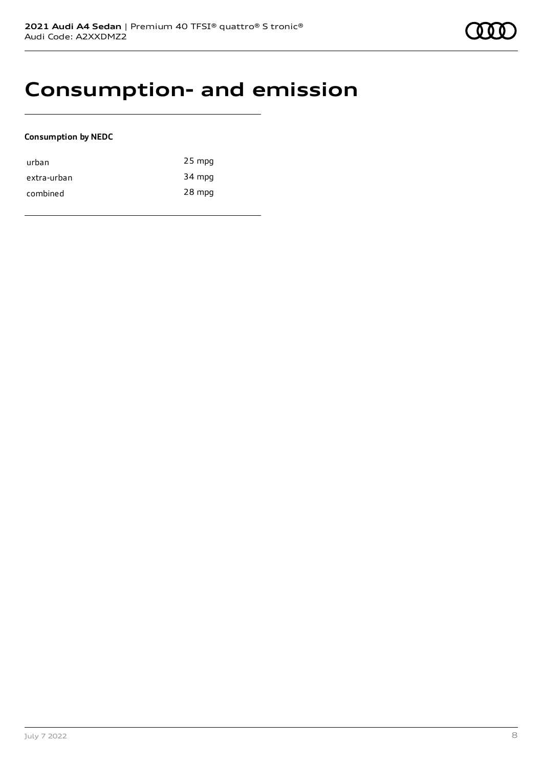# Consumption- and emission

**Consumption by NEDC**

| | |
|---|---|
| urban | 25 mpg |
| extra-urban | 34 mpg |
| combined | 28 mpg |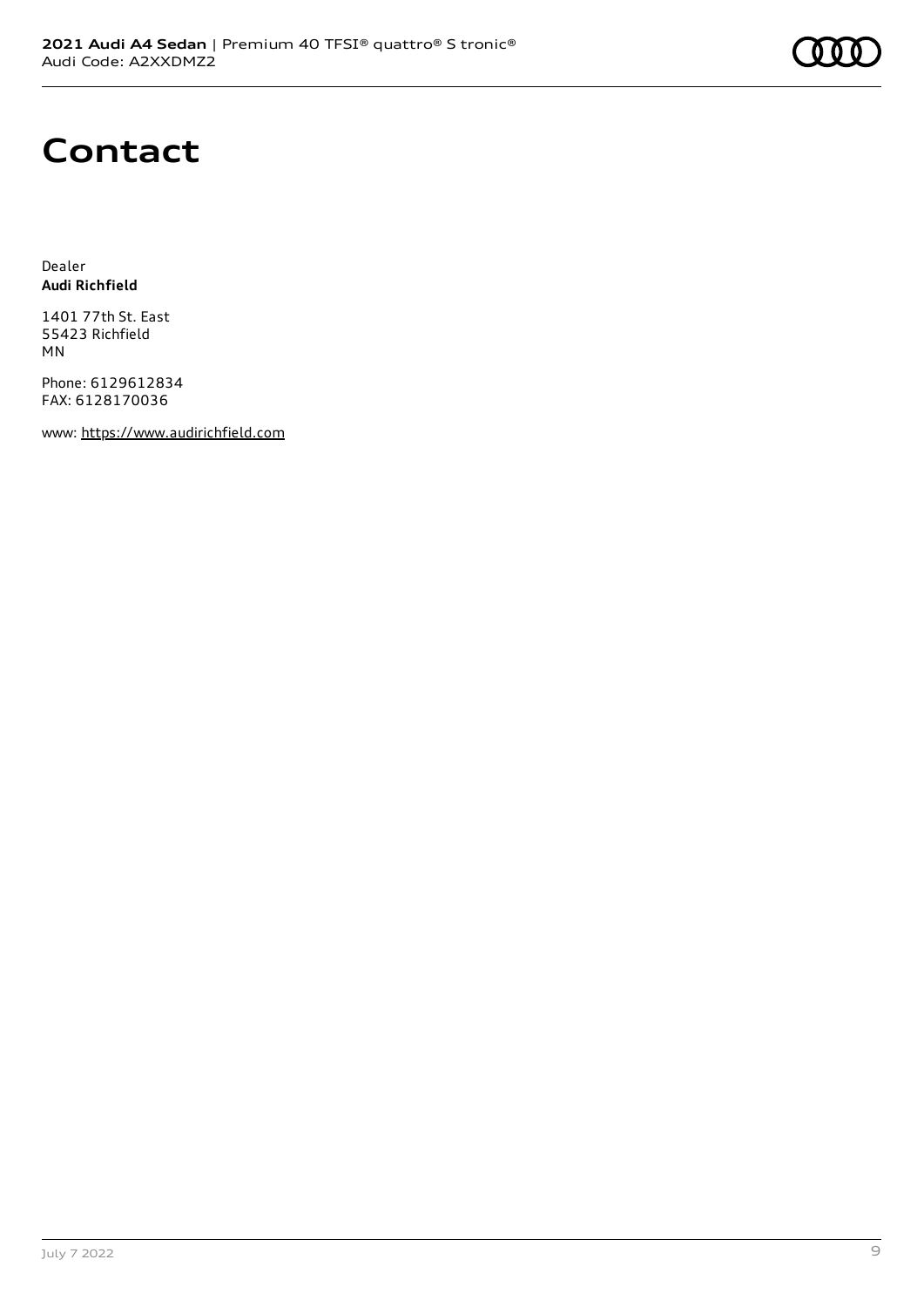# Contact

Dealer
**Audi Richfield**

1401 77th St. East
55423 Richfield
MN

Phone: 6129612834
FAX: 6128170036

www: https://www.audirichfield.com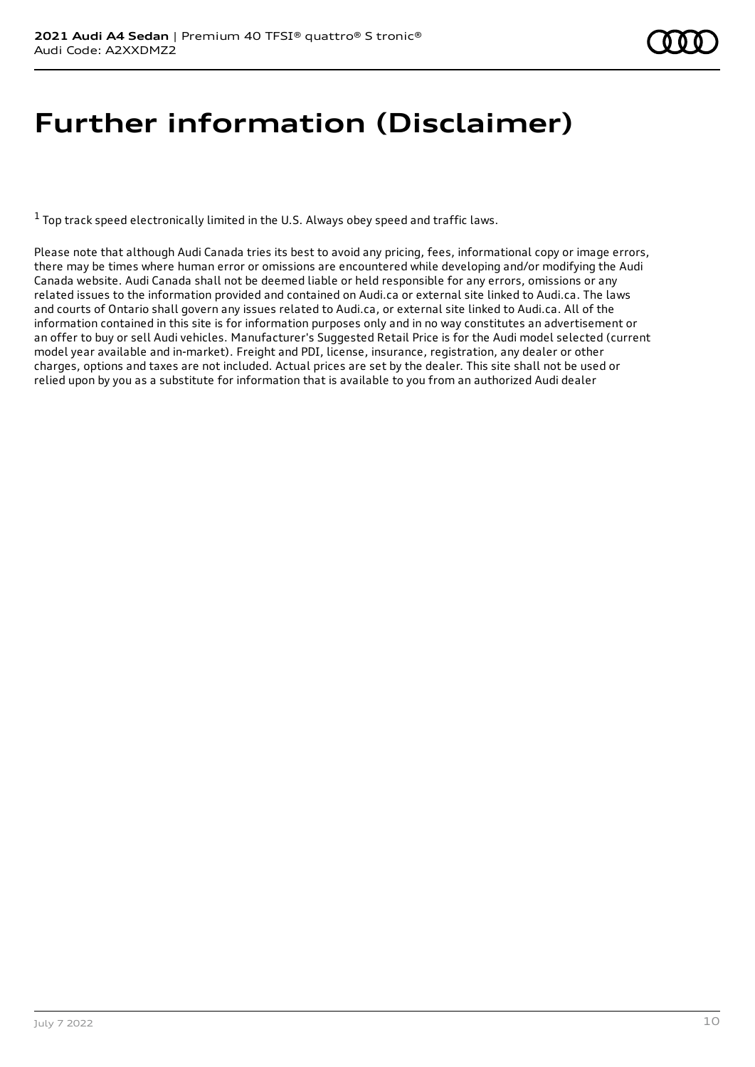# Further information (Disclaimer)

[1] Top track speed electronically limited in the U.S. Always obey speed and traffic laws.

Please note that although Audi Canada tries its best to avoid any pricing, fees, informational copy or image errors, there may be times where human error or omissions are encountered while developing and/or modifying the Audi Canada website. Audi Canada shall not be deemed liable or held responsible for any errors, omissions or any related issues to the information provided and contained on Audi.ca or external site linked to Audi.ca. The laws and courts of Ontario shall govern any issues related to Audi.ca, or external site linked to Audi.ca. All of the information contained in this site is for information purposes only and in no way constitutes an advertisement or an offer to buy or sell Audi vehicles. Manufacturer's Suggested Retail Price is for the Audi model selected (current model year available and in-market). Freight and PDI, license, insurance, registration, any dealer or other charges, options and taxes are not included. Actual prices are set by the dealer. This site shall not be used or relied upon by you as a substitute for information that is available to you from an authorized Audi dealer